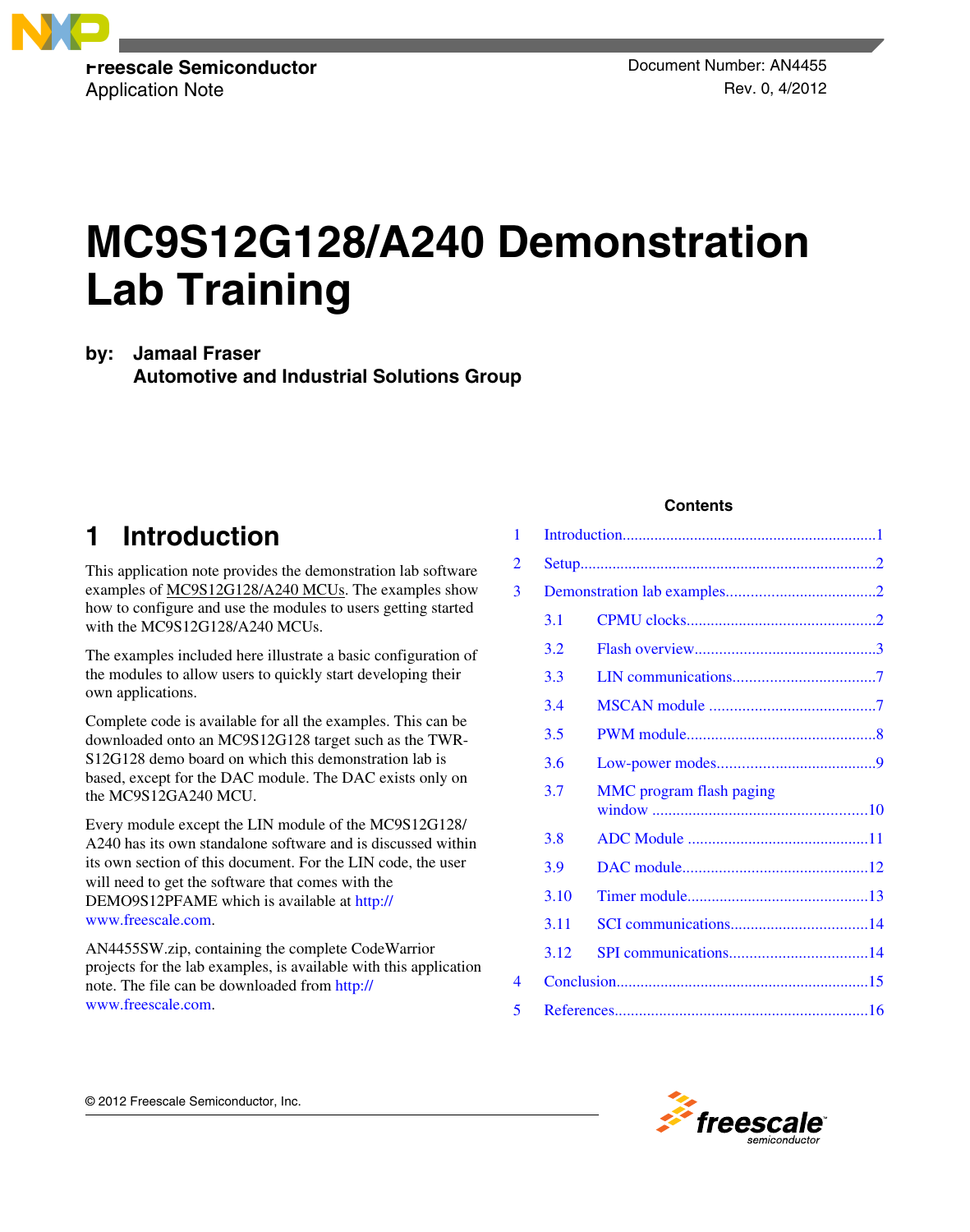Freescale Semiconductor
Application Note

Document Number: AN4455
Rev. 0, 4/2012

# MC9S12G128/A240 Demonstration Lab Training

**by: Jamaal Fraser**
**Automotive and Industrial Solutions Group**

**Contents**

1 Introduction ..... 1
2 Setup ..... 2
3 Demonstration lab examples ..... 2
   3.1 CPMU clocks ..... 2
   3.2 Flash overview ..... 3
   3.3 LIN communications ..... 7
   3.4 MSCAN module ..... 7
   3.5 PWM module ..... 8
   3.6 Low-power modes ..... 9
   3.7 MMC program flash paging window ..... 10
   3.8 ADC Module ..... 11
   3.9 DAC module ..... 12
   3.10 Timer module ..... 13
   3.11 SCI communications ..... 14
   3.12 SPI communications ..... 14
4 Conclusion ..... 15
5 References ..... 16

## 1 Introduction

This application note provides the demonstration lab software examples of MC9S12G128/A240 MCUs. The examples show how to configure and use the modules to users getting started with the MC9S12G128/A240 MCUs.

The examples included here illustrate a basic configuration of the modules to allow users to quickly start developing their own applications.

Complete code is available for all the examples. This can be downloaded onto an MC9S12G128 target such as the TWR-S12G128 demo board on which this demonstration lab is based, except for the DAC module. The DAC exists only on the MC9S12GA240 MCU.

Every module except the LIN module of the MC9S12G128/A240 has its own standalone software and is discussed within its own section of this document. For the LIN code, the user will need to get the software that comes with the DEMO9S12PFAME which is available at http://www.freescale.com.

AN4455SW.zip, containing the complete CodeWarrior projects for the lab examples, is available with this application note. The file can be downloaded from http://www.freescale.com.

© 2012 Freescale Semiconductor, Inc.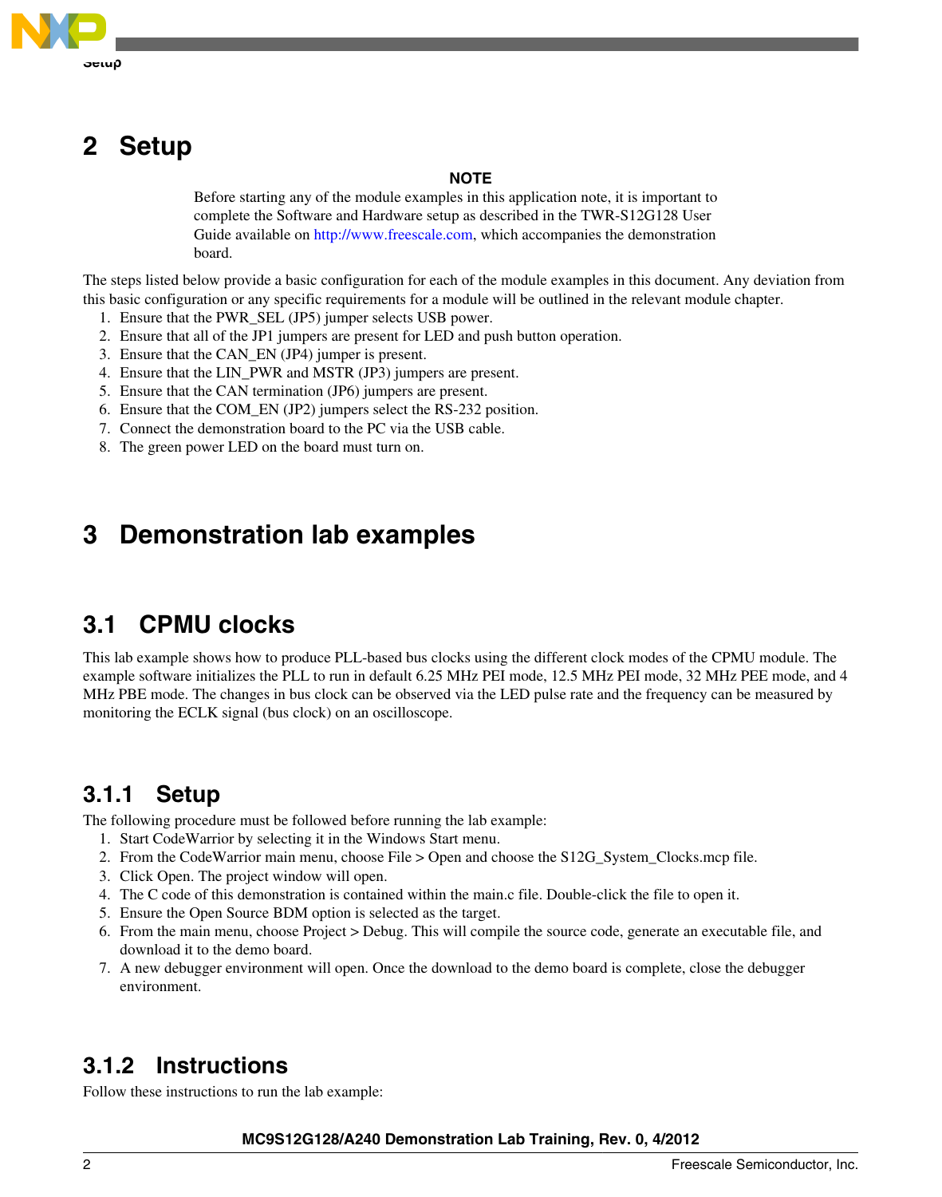# 2 Setup

**NOTE**

Before starting any of the module examples in this application note, it is important to complete the Software and Hardware setup as described in the TWR-S12G128 User Guide available on http://www.freescale.com, which accompanies the demonstration board.

The steps listed below provide a basic configuration for each of the module examples in this document. Any deviation from this basic configuration or any specific requirements for a module will be outlined in the relevant module chapter.

1. Ensure that the PWR_SEL (JP5) jumper selects USB power.
2. Ensure that all of the JP1 jumpers are present for LED and push button operation.
3. Ensure that the CAN_EN (JP4) jumper is present.
4. Ensure that the LIN_PWR and MSTR (JP3) jumpers are present.
5. Ensure that the CAN termination (JP6) jumpers are present.
6. Ensure that the COM_EN (JP2) jumpers select the RS-232 position.
7. Connect the demonstration board to the PC via the USB cable.
8. The green power LED on the board must turn on.

# 3 Demonstration lab examples

## 3.1 CPMU clocks

This lab example shows how to produce PLL-based bus clocks using the different clock modes of the CPMU module. The example software initializes the PLL to run in default 6.25 MHz PEI mode, 12.5 MHz PEI mode, 32 MHz PEE mode, and 4 MHz PBE mode. The changes in bus clock can be observed via the LED pulse rate and the frequency can be measured by monitoring the ECLK signal (bus clock) on an oscilloscope.

### 3.1.1 Setup

The following procedure must be followed before running the lab example:

1. Start CodeWarrior by selecting it in the Windows Start menu.
2. From the CodeWarrior main menu, choose File > Open and choose the S12G_System_Clocks.mcp file.
3. Click Open. The project window will open.
4. The C code of this demonstration is contained within the main.c file. Double-click the file to open it.
5. Ensure the Open Source BDM option is selected as the target.
6. From the main menu, choose Project > Debug. This will compile the source code, generate an executable file, and download it to the demo board.
7. A new debugger environment will open. Once the download to the demo board is complete, close the debugger environment.

### 3.1.2 Instructions

Follow these instructions to run the lab example: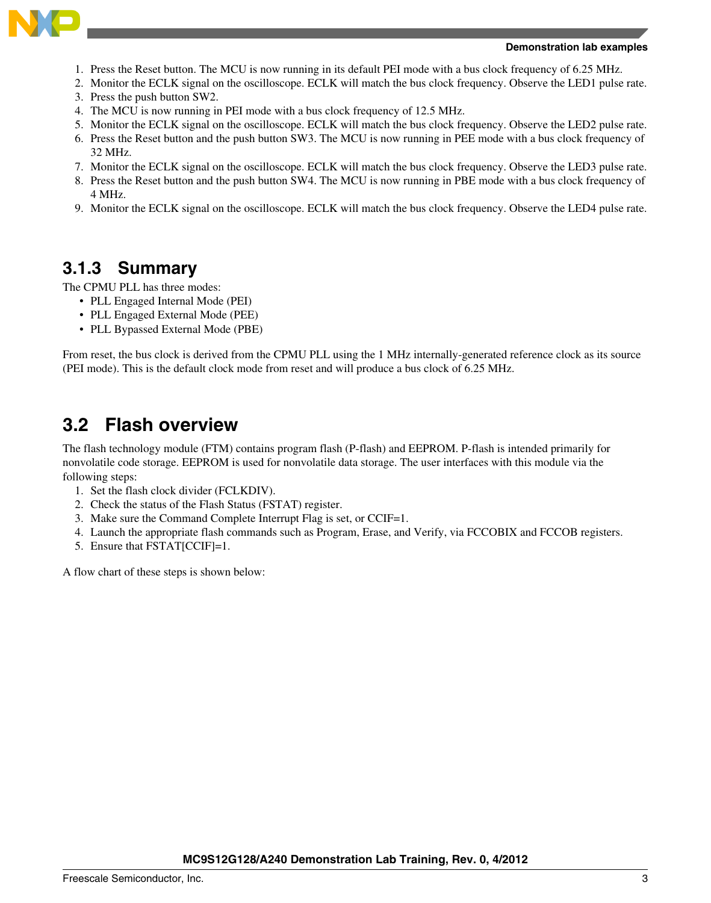1. Press the Reset button. The MCU is now running in its default PEI mode with a bus clock frequency of 6.25 MHz.
2. Monitor the ECLK signal on the oscilloscope. ECLK will match the bus clock frequency. Observe the LED1 pulse rate.
3. Press the push button SW2.
4. The MCU is now running in PEI mode with a bus clock frequency of 12.5 MHz.
5. Monitor the ECLK signal on the oscilloscope. ECLK will match the bus clock frequency. Observe the LED2 pulse rate.
6. Press the Reset button and the push button SW3. The MCU is now running in PEE mode with a bus clock frequency of 32 MHz.
7. Monitor the ECLK signal on the oscilloscope. ECLK will match the bus clock frequency. Observe the LED3 pulse rate.
8. Press the Reset button and the push button SW4. The MCU is now running in PBE mode with a bus clock frequency of 4 MHz.
9. Monitor the ECLK signal on the oscilloscope. ECLK will match the bus clock frequency. Observe the LED4 pulse rate.

### 3.1.3 Summary

The CPMU PLL has three modes:

- PLL Engaged Internal Mode (PEI)
- PLL Engaged External Mode (PEE)
- PLL Bypassed External Mode (PBE)

From reset, the bus clock is derived from the CPMU PLL using the 1 MHz internally-generated reference clock as its source (PEI mode). This is the default clock mode from reset and will produce a bus clock of 6.25 MHz.

## 3.2 Flash overview

The flash technology module (FTM) contains program flash (P-flash) and EEPROM. P-flash is intended primarily for nonvolatile code storage. EEPROM is used for nonvolatile data storage. The user interfaces with this module via the following steps:

1. Set the flash clock divider (FCLKDIV).
2. Check the status of the Flash Status (FSTAT) register.
3. Make sure the Command Complete Interrupt Flag is set, or CCIF=1.
4. Launch the appropriate flash commands such as Program, Erase, and Verify, via FCCOBIX and FCCOB registers.
5. Ensure that FSTAT[CCIF]=1.

A flow chart of these steps is shown below: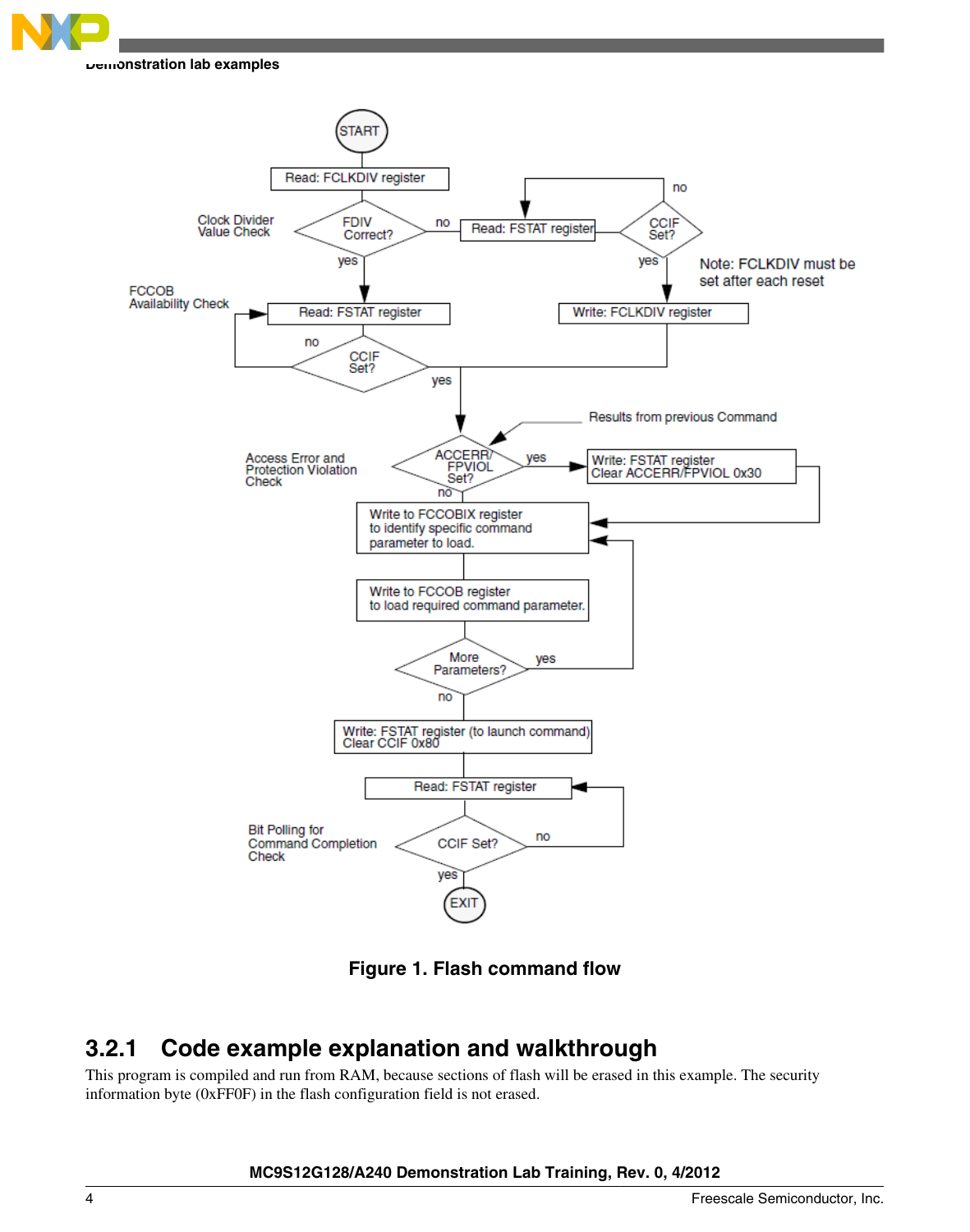START

Read: FCLKDIV register

Clock Divider Value Check

FDIV Correct?

no

Read: FSTAT register

CCIF Set?

no

yes

Note: FCLKDIV must be set after each reset

Write: FCLKDIV register

yes

FCCOB Availability Check

Read: FSTAT register

no

CCIF Set?

yes

Results from previous Command

Access Error and Protection Violation Check

ACCERR/ FPVIOL Set?

yes

Write: FSTAT register Clear ACCERR/FPVIOL 0x30

no

Write to FCCOBIX register to identify specific command parameter to load.

Write to FCCOB register to load required command parameter.

More Parameters?

yes

no

Write: FSTAT register (to launch command) Clear CCIF 0x80

Read: FSTAT register

Bit Polling for Command Completion Check

CCIF Set?

no

yes

EXIT

**Figure 1. Flash command flow**

### 3.2.1 Code example explanation and walkthrough

This program is compiled and run from RAM, because sections of flash will be erased in this example. The security information byte (0xFF0F) in the flash configuration field is not erased.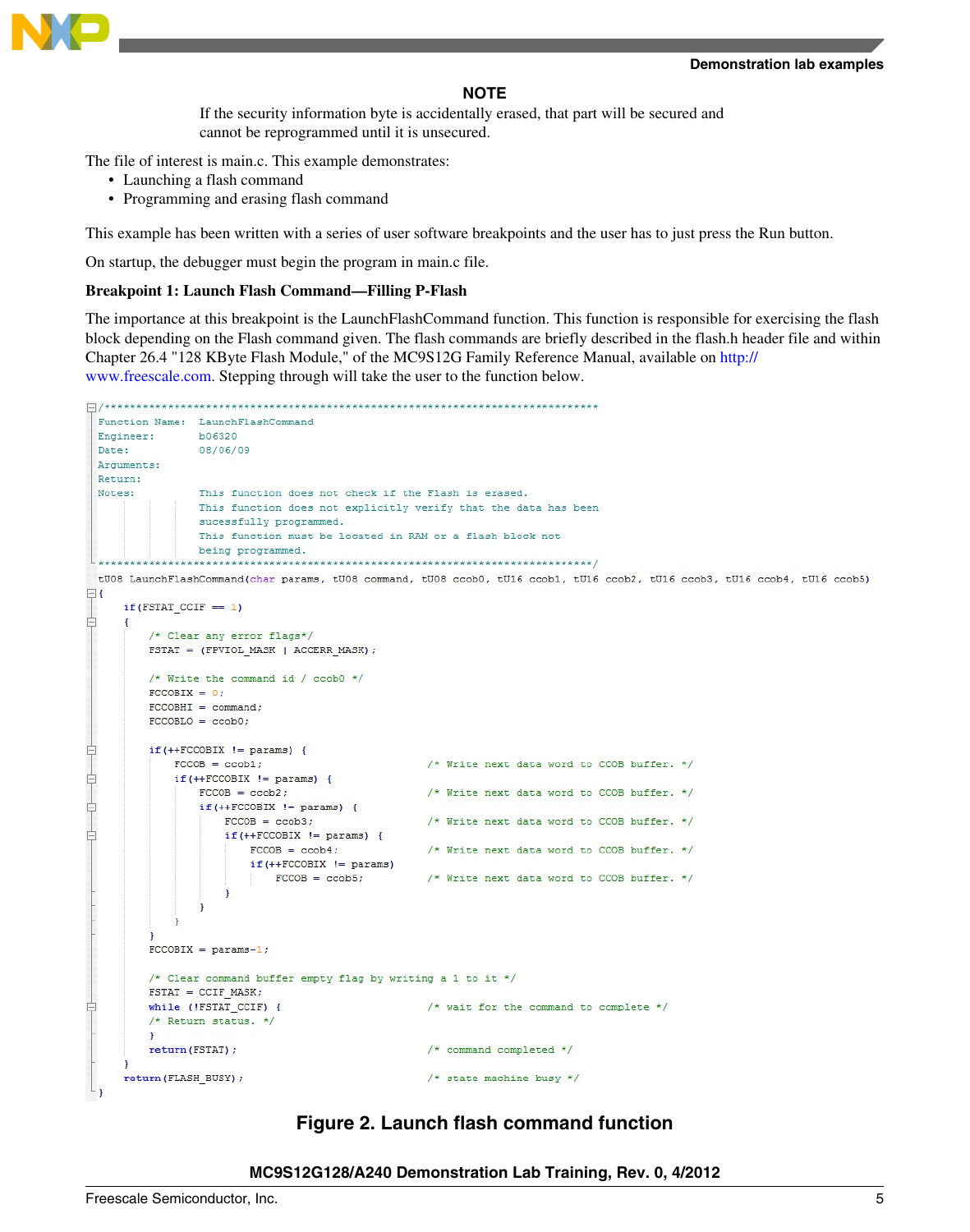**NOTE**

If the security information byte is accidentally erased, that part will be secured and cannot be reprogrammed until it is unsecured.

The file of interest is main.c. This example demonstrates:

- Launching a flash command
- Programming and erasing flash command

This example has been written with a series of user software breakpoints and the user has to just press the Run button.

On startup, the debugger must begin the program in main.c file.

**Breakpoint 1: Launch Flash Command—Filling P-Flash**

The importance at this breakpoint is the LaunchFlashCommand function. This function is responsible for exercising the flash block depending on the Flash command given. The flash commands are briefly described in the flash.h header file and within Chapter 26.4 "128 KByte Flash Module," of the MC9S12G Family Reference Manual, available on http://www.freescale.com. Stepping through will take the user to the function below.

```
/******************************************************************************
Function Name:  LaunchFlashCommand
Engineer:       b06320
Date:           08/06/09
Arguments:
Return:
Notes:          This function does not check if the Flash is erased.
                This function does not explicitly verify that the data has been
                sucessfully programmed.
                This function must be located in RAM or a flash block not
                being programmed.
******************************************************************************/
tU08 LaunchFlashCommand(char params, tU08 command, tU08 ccob0, tU16 ccob1, tU16 ccob2, tU16 ccob3, tU16 ccob4, tU16 ccob5)
{
    if(FSTAT_CCIF == 1)
    {
        /* Clear any error flags*/
        FSTAT = (FPVIOL_MASK | ACCERR_MASK);

        /* Write the command id / ccob0 */
        FCCOBIX = 0;
        FCCOBHI = command;
        FCCOBLO = ccob0;

        if(++FCCOBIX != params) {
            FCCOB = ccob1;                      /* Write next data word to CCOB buffer. */
            if(++FCCOBIX != params) {
                FCCOB = ccob2;                  /* Write next data word to CCOB buffer. */
                if(++FCCOBIX != params) {
                    FCCOB = ccob3;              /* Write next data word to CCOB buffer. */
                    if(++FCCOBIX != params) {
                        FCCOB = ccob4;          /* Write next data word to CCOB buffer. */
                        if(++FCCOBIX != params)
                            FCCOB = ccob5;      /* Write next data word to CCOB buffer. */
                    }
                }
            }
        }
        FCCOBIX = params-1;

        /* Clear command buffer empty flag by writing a 1 to it */
        FSTAT = CCIF_MASK;
        while (!FSTAT_CCIF) {                   /* wait for the command to complete */
        /* Return status. */
        }
        return(FSTAT);                          /* command completed */
    }
    return(FLASH_BUSY);                         /* state machine busy */
}
```

**Figure 2. Launch flash command function**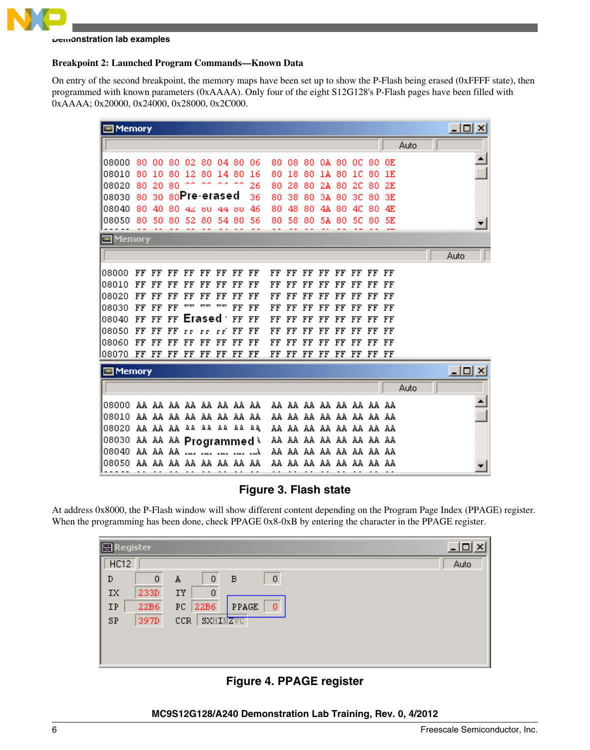**Breakpoint 2: Launched Program Commands—Known Data**

On entry of the second breakpoint, the memory maps have been set up to show the P-Flash being erased (0xFFFF state), then programmed with known parameters (0xAAAA). Only four of the eight S12G128's P-Flash pages have been filled with 0xAAAA; 0x20000, 0x24000, 0x28000, 0x2C000.

**Figure 3. Flash state**

At address 0x8000, the P-Flash window will show different content depending on the Program Page Index (PPAGE) register. When the programming has been done, check PPAGE 0x8-0xB by entering the character in the PPAGE register.

**Figure 4. PPAGE register**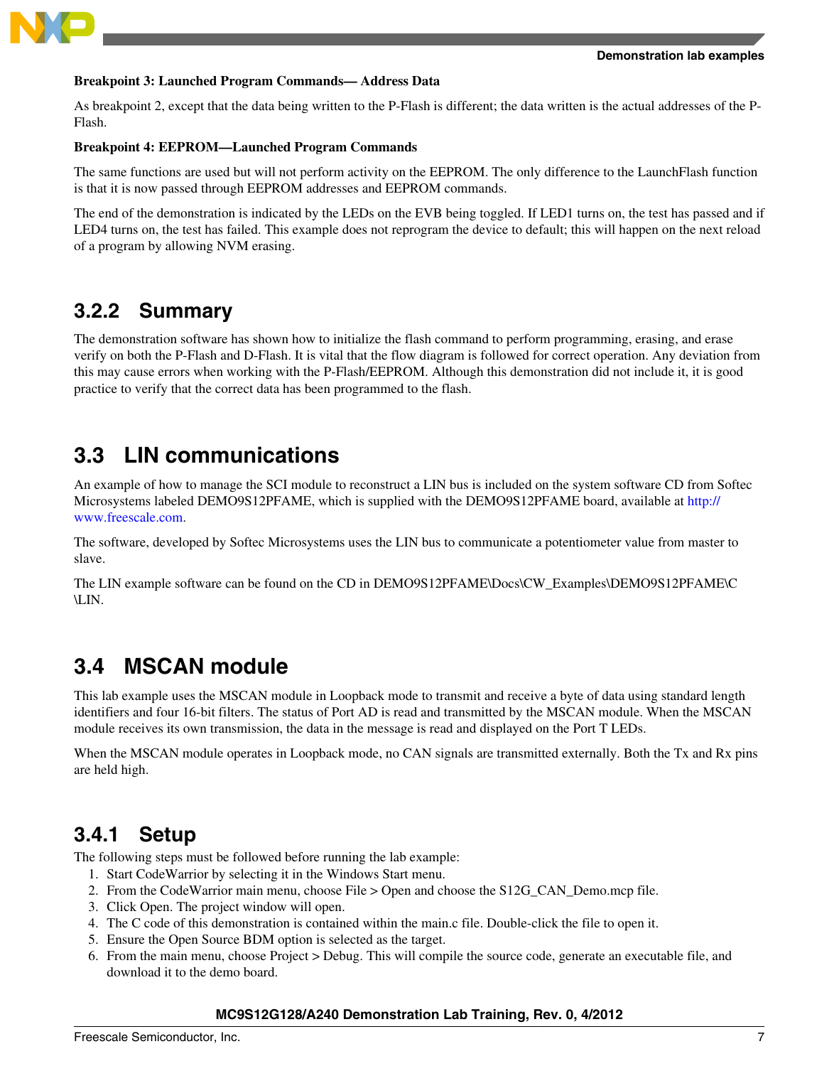**Breakpoint 3: Launched Program Commands— Address Data**

As breakpoint 2, except that the data being written to the P-Flash is different; the data written is the actual addresses of the P-Flash.

**Breakpoint 4: EEPROM—Launched Program Commands**

The same functions are used but will not perform activity on the EEPROM. The only difference to the LaunchFlash function is that it is now passed through EEPROM addresses and EEPROM commands.

The end of the demonstration is indicated by the LEDs on the EVB being toggled. If LED1 turns on, the test has passed and if LED4 turns on, the test has failed. This example does not reprogram the device to default; this will happen on the next reload of a program by allowing NVM erasing.

### 3.2.2 Summary

The demonstration software has shown how to initialize the flash command to perform programming, erasing, and erase verify on both the P-Flash and D-Flash. It is vital that the flow diagram is followed for correct operation. Any deviation from this may cause errors when working with the P-Flash/EEPROM. Although this demonstration did not include it, it is good practice to verify that the correct data has been programmed to the flash.

## 3.3 LIN communications

An example of how to manage the SCI module to reconstruct a LIN bus is included on the system software CD from Softec Microsystems labeled DEMO9S12PFAME, which is supplied with the DEMO9S12PFAME board, available at http://www.freescale.com.

The software, developed by Softec Microsystems uses the LIN bus to communicate a potentiometer value from master to slave.

The LIN example software can be found on the CD in DEMO9S12PFAME\Docs\CW_Examples\DEMO9S12PFAME\C\LIN.

## 3.4 MSCAN module

This lab example uses the MSCAN module in Loopback mode to transmit and receive a byte of data using standard length identifiers and four 16-bit filters. The status of Port AD is read and transmitted by the MSCAN module. When the MSCAN module receives its own transmission, the data in the message is read and displayed on the Port T LEDs.

When the MSCAN module operates in Loopback mode, no CAN signals are transmitted externally. Both the Tx and Rx pins are held high.

### 3.4.1 Setup

The following steps must be followed before running the lab example:

1. Start CodeWarrior by selecting it in the Windows Start menu.
2. From the CodeWarrior main menu, choose File > Open and choose the S12G_CAN_Demo.mcp file.
3. Click Open. The project window will open.
4. The C code of this demonstration is contained within the main.c file. Double-click the file to open it.
5. Ensure the Open Source BDM option is selected as the target.
6. From the main menu, choose Project > Debug. This will compile the source code, generate an executable file, and download it to the demo board.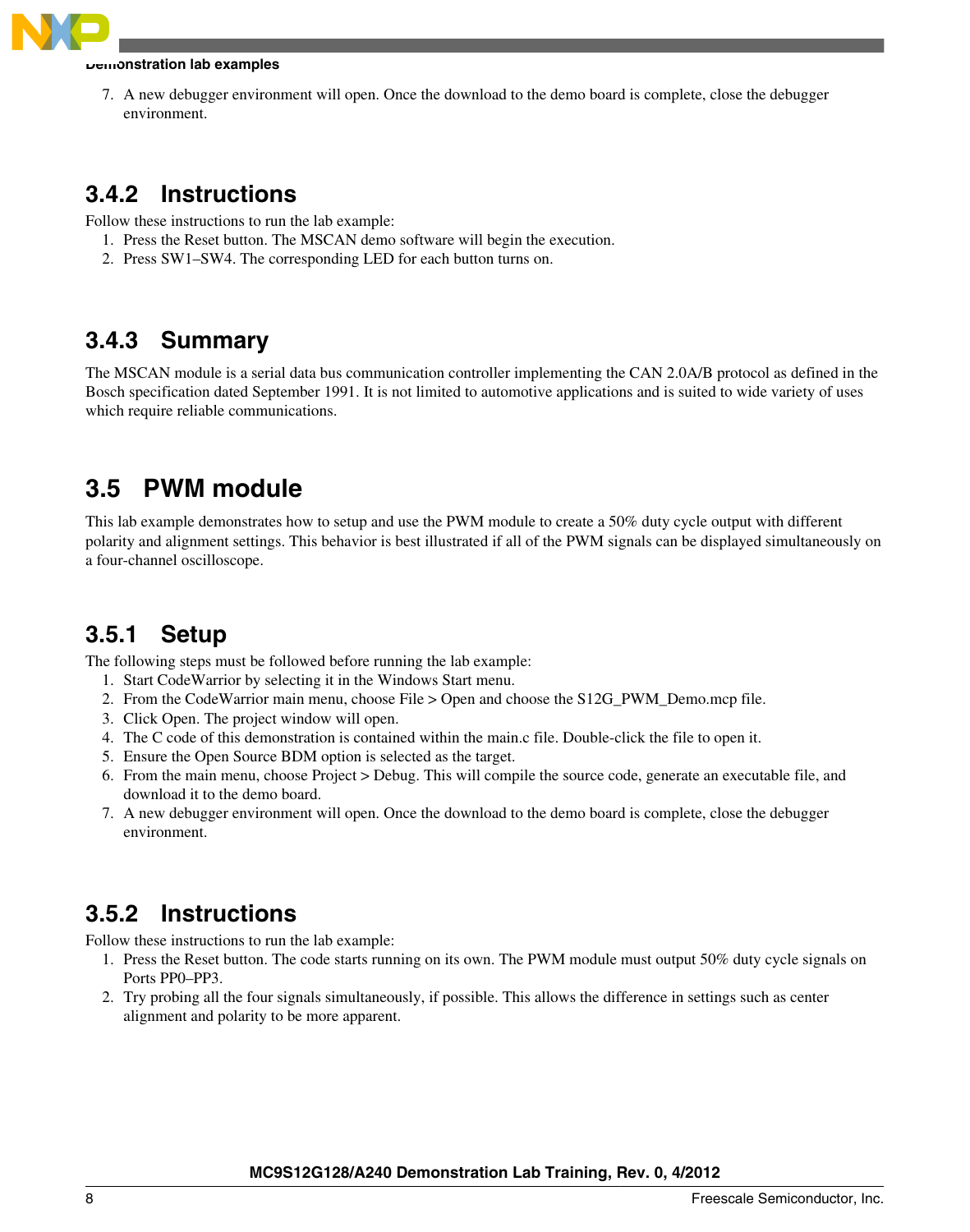7. A new debugger environment will open. Once the download to the demo board is complete, close the debugger environment.

### 3.4.2 Instructions

Follow these instructions to run the lab example:

1. Press the Reset button. The MSCAN demo software will begin the execution.
2. Press SW1–SW4. The corresponding LED for each button turns on.

### 3.4.3 Summary

The MSCAN module is a serial data bus communication controller implementing the CAN 2.0A/B protocol as defined in the Bosch specification dated September 1991. It is not limited to automotive applications and is suited to wide variety of uses which require reliable communications.

## 3.5 PWM module

This lab example demonstrates how to setup and use the PWM module to create a 50% duty cycle output with different polarity and alignment settings. This behavior is best illustrated if all of the PWM signals can be displayed simultaneously on a four-channel oscilloscope.

### 3.5.1 Setup

The following steps must be followed before running the lab example:

1. Start CodeWarrior by selecting it in the Windows Start menu.
2. From the CodeWarrior main menu, choose File > Open and choose the S12G_PWM_Demo.mcp file.
3. Click Open. The project window will open.
4. The C code of this demonstration is contained within the main.c file. Double-click the file to open it.
5. Ensure the Open Source BDM option is selected as the target.
6. From the main menu, choose Project > Debug. This will compile the source code, generate an executable file, and download it to the demo board.
7. A new debugger environment will open. Once the download to the demo board is complete, close the debugger environment.

### 3.5.2 Instructions

Follow these instructions to run the lab example:

1. Press the Reset button. The code starts running on its own. The PWM module must output 50% duty cycle signals on Ports PP0–PP3.
2. Try probing all the four signals simultaneously, if possible. This allows the difference in settings such as center alignment and polarity to be more apparent.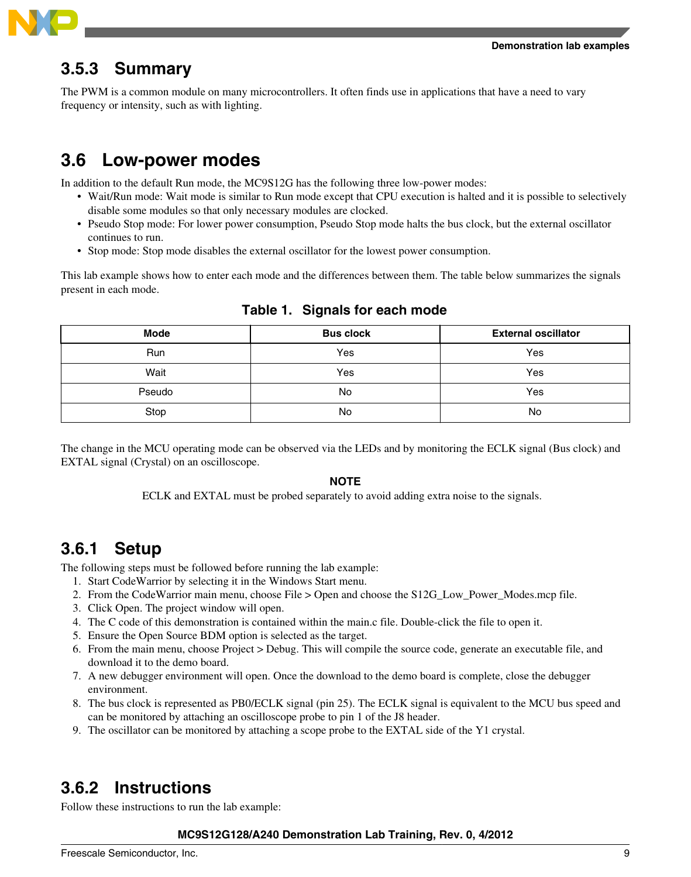### 3.5.3 Summary

The PWM is a common module on many microcontrollers. It often finds use in applications that have a need to vary frequency or intensity, such as with lighting.

## 3.6 Low-power modes

In addition to the default Run mode, the MC9S12G has the following three low-power modes:

- Wait/Run mode: Wait mode is similar to Run mode except that CPU execution is halted and it is possible to selectively disable some modules so that only necessary modules are clocked.
- Pseudo Stop mode: For lower power consumption, Pseudo Stop mode halts the bus clock, but the external oscillator continues to run.
- Stop mode: Stop mode disables the external oscillator for the lowest power consumption.

This lab example shows how to enter each mode and the differences between them. The table below summarizes the signals present in each mode.

**Table 1. Signals for each mode**

| Mode | Bus clock | External oscillator |
|---|---|---|
| Run | Yes | Yes |
| Wait | Yes | Yes |
| Pseudo | No | Yes |
| Stop | No | No |

The change in the MCU operating mode can be observed via the LEDs and by monitoring the ECLK signal (Bus clock) and EXTAL signal (Crystal) on an oscilloscope.

**NOTE**

ECLK and EXTAL must be probed separately to avoid adding extra noise to the signals.

### 3.6.1 Setup

The following steps must be followed before running the lab example:

1. Start CodeWarrior by selecting it in the Windows Start menu.
2. From the CodeWarrior main menu, choose File > Open and choose the S12G_Low_Power_Modes.mcp file.
3. Click Open. The project window will open.
4. The C code of this demonstration is contained within the main.c file. Double-click the file to open it.
5. Ensure the Open Source BDM option is selected as the target.
6. From the main menu, choose Project > Debug. This will compile the source code, generate an executable file, and download it to the demo board.
7. A new debugger environment will open. Once the download to the demo board is complete, close the debugger environment.
8. The bus clock is represented as PB0/ECLK signal (pin 25). The ECLK signal is equivalent to the MCU bus speed and can be monitored by attaching an oscilloscope probe to pin 1 of the J8 header.
9. The oscillator can be monitored by attaching a scope probe to the EXTAL side of the Y1 crystal.

### 3.6.2 Instructions

Follow these instructions to run the lab example: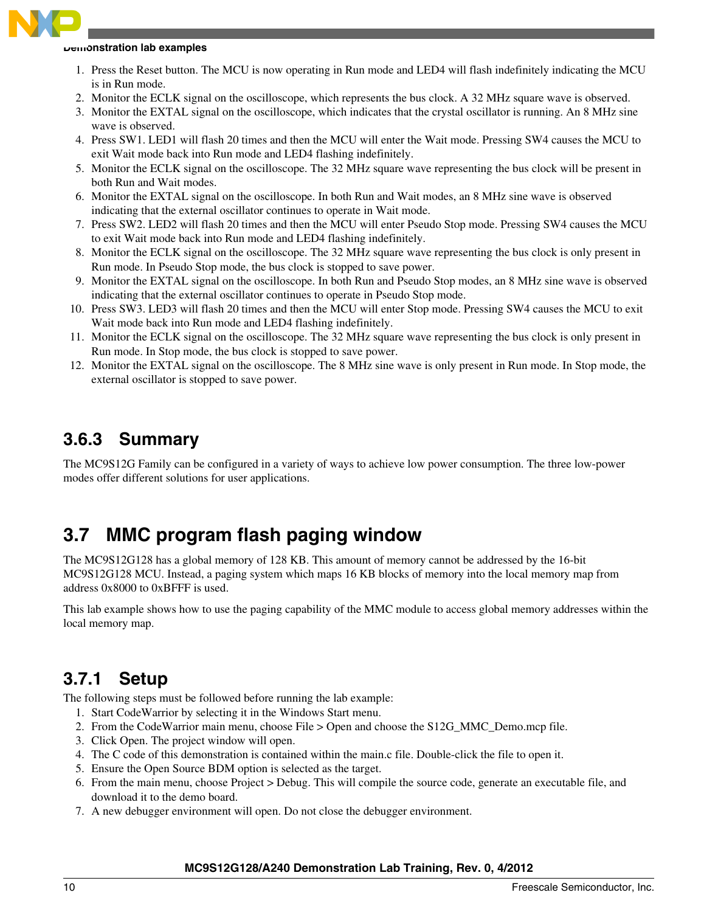1. Press the Reset button. The MCU is now operating in Run mode and LED4 will flash indefinitely indicating the MCU is in Run mode.
2. Monitor the ECLK signal on the oscilloscope, which represents the bus clock. A 32 MHz square wave is observed.
3. Monitor the EXTAL signal on the oscilloscope, which indicates that the crystal oscillator is running. An 8 MHz sine wave is observed.
4. Press SW1. LED1 will flash 20 times and then the MCU will enter the Wait mode. Pressing SW4 causes the MCU to exit Wait mode back into Run mode and LED4 flashing indefinitely.
5. Monitor the ECLK signal on the oscilloscope. The 32 MHz square wave representing the bus clock will be present in both Run and Wait modes.
6. Monitor the EXTAL signal on the oscilloscope. In both Run and Wait modes, an 8 MHz sine wave is observed indicating that the external oscillator continues to operate in Wait mode.
7. Press SW2. LED2 will flash 20 times and then the MCU will enter Pseudo Stop mode. Pressing SW4 causes the MCU to exit Wait mode back into Run mode and LED4 flashing indefinitely.
8. Monitor the ECLK signal on the oscilloscope. The 32 MHz square wave representing the bus clock is only present in Run mode. In Pseudo Stop mode, the bus clock is stopped to save power.
9. Monitor the EXTAL signal on the oscilloscope. In both Run and Pseudo Stop modes, an 8 MHz sine wave is observed indicating that the external oscillator continues to operate in Pseudo Stop mode.
10. Press SW3. LED3 will flash 20 times and then the MCU will enter Stop mode. Pressing SW4 causes the MCU to exit Wait mode back into Run mode and LED4 flashing indefinitely.
11. Monitor the ECLK signal on the oscilloscope. The 32 MHz square wave representing the bus clock is only present in Run mode. In Stop mode, the bus clock is stopped to save power.
12. Monitor the EXTAL signal on the oscilloscope. The 8 MHz sine wave is only present in Run mode. In Stop mode, the external oscillator is stopped to save power.

### 3.6.3 Summary

The MC9S12G Family can be configured in a variety of ways to achieve low power consumption. The three low-power modes offer different solutions for user applications.

## 3.7 MMC program flash paging window

The MC9S12G128 has a global memory of 128 KB. This amount of memory cannot be addressed by the 16-bit MC9S12G128 MCU. Instead, a paging system which maps 16 KB blocks of memory into the local memory map from address 0x8000 to 0xBFFF is used.

This lab example shows how to use the paging capability of the MMC module to access global memory addresses within the local memory map.

### 3.7.1 Setup

The following steps must be followed before running the lab example:

1. Start CodeWarrior by selecting it in the Windows Start menu.
2. From the CodeWarrior main menu, choose File > Open and choose the S12G_MMC_Demo.mcp file.
3. Click Open. The project window will open.
4. The C code of this demonstration is contained within the main.c file. Double-click the file to open it.
5. Ensure the Open Source BDM option is selected as the target.
6. From the main menu, choose Project > Debug. This will compile the source code, generate an executable file, and download it to the demo board.
7. A new debugger environment will open. Do not close the debugger environment.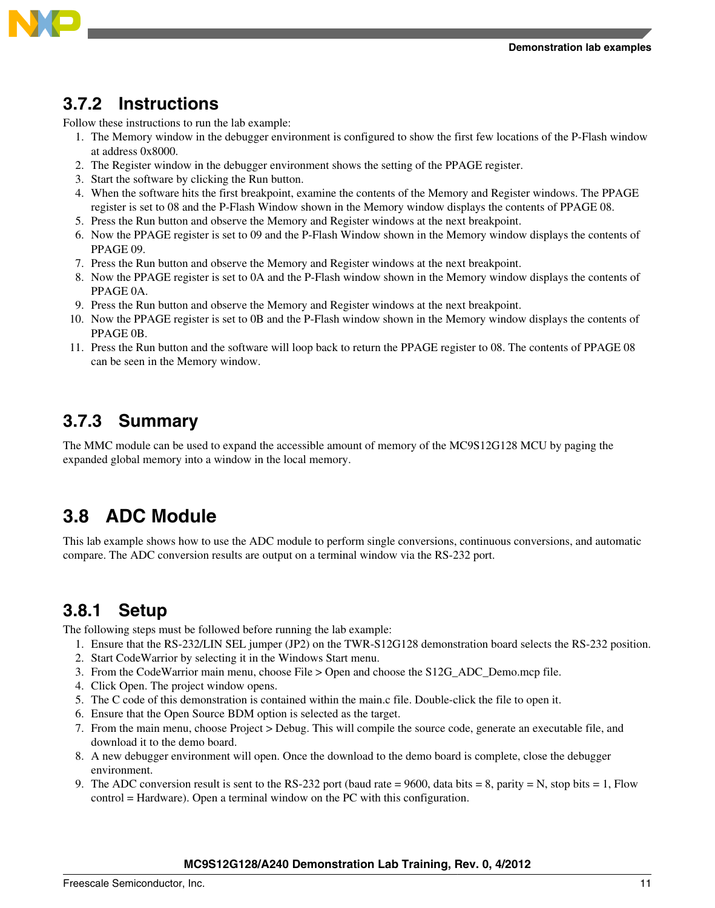### 3.7.2 Instructions

Follow these instructions to run the lab example:

1. The Memory window in the debugger environment is configured to show the first few locations of the P-Flash window at address 0x8000.
2. The Register window in the debugger environment shows the setting of the PPAGE register.
3. Start the software by clicking the Run button.
4. When the software hits the first breakpoint, examine the contents of the Memory and Register windows. The PPAGE register is set to 08 and the P-Flash Window shown in the Memory window displays the contents of PPAGE 08.
5. Press the Run button and observe the Memory and Register windows at the next breakpoint.
6. Now the PPAGE register is set to 09 and the P-Flash Window shown in the Memory window displays the contents of PPAGE 09.
7. Press the Run button and observe the Memory and Register windows at the next breakpoint.
8. Now the PPAGE register is set to 0A and the P-Flash window shown in the Memory window displays the contents of PPAGE 0A.
9. Press the Run button and observe the Memory and Register windows at the next breakpoint.
10. Now the PPAGE register is set to 0B and the P-Flash window shown in the Memory window displays the contents of PPAGE 0B.
11. Press the Run button and the software will loop back to return the PPAGE register to 08. The contents of PPAGE 08 can be seen in the Memory window.

### 3.7.3 Summary

The MMC module can be used to expand the accessible amount of memory of the MC9S12G128 MCU by paging the expanded global memory into a window in the local memory.

## 3.8 ADC Module

This lab example shows how to use the ADC module to perform single conversions, continuous conversions, and automatic compare. The ADC conversion results are output on a terminal window via the RS-232 port.

### 3.8.1 Setup

The following steps must be followed before running the lab example:

1. Ensure that the RS-232/LIN SEL jumper (JP2) on the TWR-S12G128 demonstration board selects the RS-232 position.
2. Start CodeWarrior by selecting it in the Windows Start menu.
3. From the CodeWarrior main menu, choose File > Open and choose the S12G_ADC_Demo.mcp file.
4. Click Open. The project window opens.
5. The C code of this demonstration is contained within the main.c file. Double-click the file to open it.
6. Ensure that the Open Source BDM option is selected as the target.
7. From the main menu, choose Project > Debug. This will compile the source code, generate an executable file, and download it to the demo board.
8. A new debugger environment will open. Once the download to the demo board is complete, close the debugger environment.
9. The ADC conversion result is sent to the RS-232 port (baud rate = 9600, data bits = 8, parity = N, stop bits = 1, Flow control = Hardware). Open a terminal window on the PC with this configuration.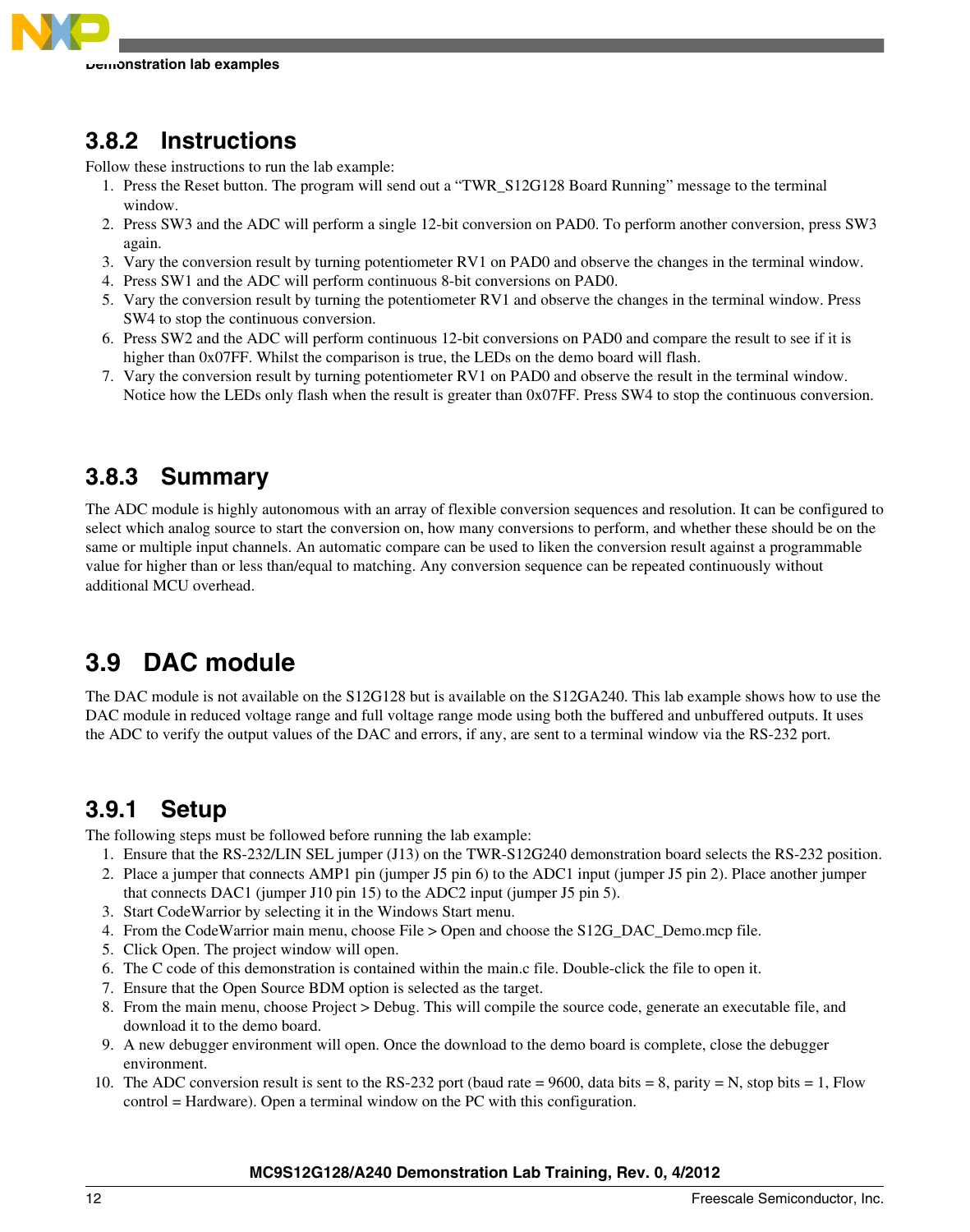### 3.8.2 Instructions

Follow these instructions to run the lab example:

1. Press the Reset button. The program will send out a "TWR_S12G128 Board Running" message to the terminal window.
2. Press SW3 and the ADC will perform a single 12-bit conversion on PAD0. To perform another conversion, press SW3 again.
3. Vary the conversion result by turning potentiometer RV1 on PAD0 and observe the changes in the terminal window.
4. Press SW1 and the ADC will perform continuous 8-bit conversions on PAD0.
5. Vary the conversion result by turning the potentiometer RV1 and observe the changes in the terminal window. Press SW4 to stop the continuous conversion.
6. Press SW2 and the ADC will perform continuous 12-bit conversions on PAD0 and compare the result to see if it is higher than 0x07FF. Whilst the comparison is true, the LEDs on the demo board will flash.
7. Vary the conversion result by turning potentiometer RV1 on PAD0 and observe the result in the terminal window. Notice how the LEDs only flash when the result is greater than 0x07FF. Press SW4 to stop the continuous conversion.

### 3.8.3 Summary

The ADC module is highly autonomous with an array of flexible conversion sequences and resolution. It can be configured to select which analog source to start the conversion on, how many conversions to perform, and whether these should be on the same or multiple input channels. An automatic compare can be used to liken the conversion result against a programmable value for higher than or less than/equal to matching. Any conversion sequence can be repeated continuously without additional MCU overhead.

## 3.9 DAC module

The DAC module is not available on the S12G128 but is available on the S12GA240. This lab example shows how to use the DAC module in reduced voltage range and full voltage range mode using both the buffered and unbuffered outputs. It uses the ADC to verify the output values of the DAC and errors, if any, are sent to a terminal window via the RS-232 port.

### 3.9.1 Setup

The following steps must be followed before running the lab example:

1. Ensure that the RS-232/LIN SEL jumper (J13) on the TWR-S12G240 demonstration board selects the RS-232 position.
2. Place a jumper that connects AMP1 pin (jumper J5 pin 6) to the ADC1 input (jumper J5 pin 2). Place another jumper that connects DAC1 (jumper J10 pin 15) to the ADC2 input (jumper J5 pin 5).
3. Start CodeWarrior by selecting it in the Windows Start menu.
4. From the CodeWarrior main menu, choose File > Open and choose the S12G_DAC_Demo.mcp file.
5. Click Open. The project window will open.
6. The C code of this demonstration is contained within the main.c file. Double-click the file to open it.
7. Ensure that the Open Source BDM option is selected as the target.
8. From the main menu, choose Project > Debug. This will compile the source code, generate an executable file, and download it to the demo board.
9. A new debugger environment will open. Once the download to the demo board is complete, close the debugger environment.
10. The ADC conversion result is sent to the RS-232 port (baud rate = 9600, data bits = 8, parity = N, stop bits = 1, Flow control = Hardware). Open a terminal window on the PC with this configuration.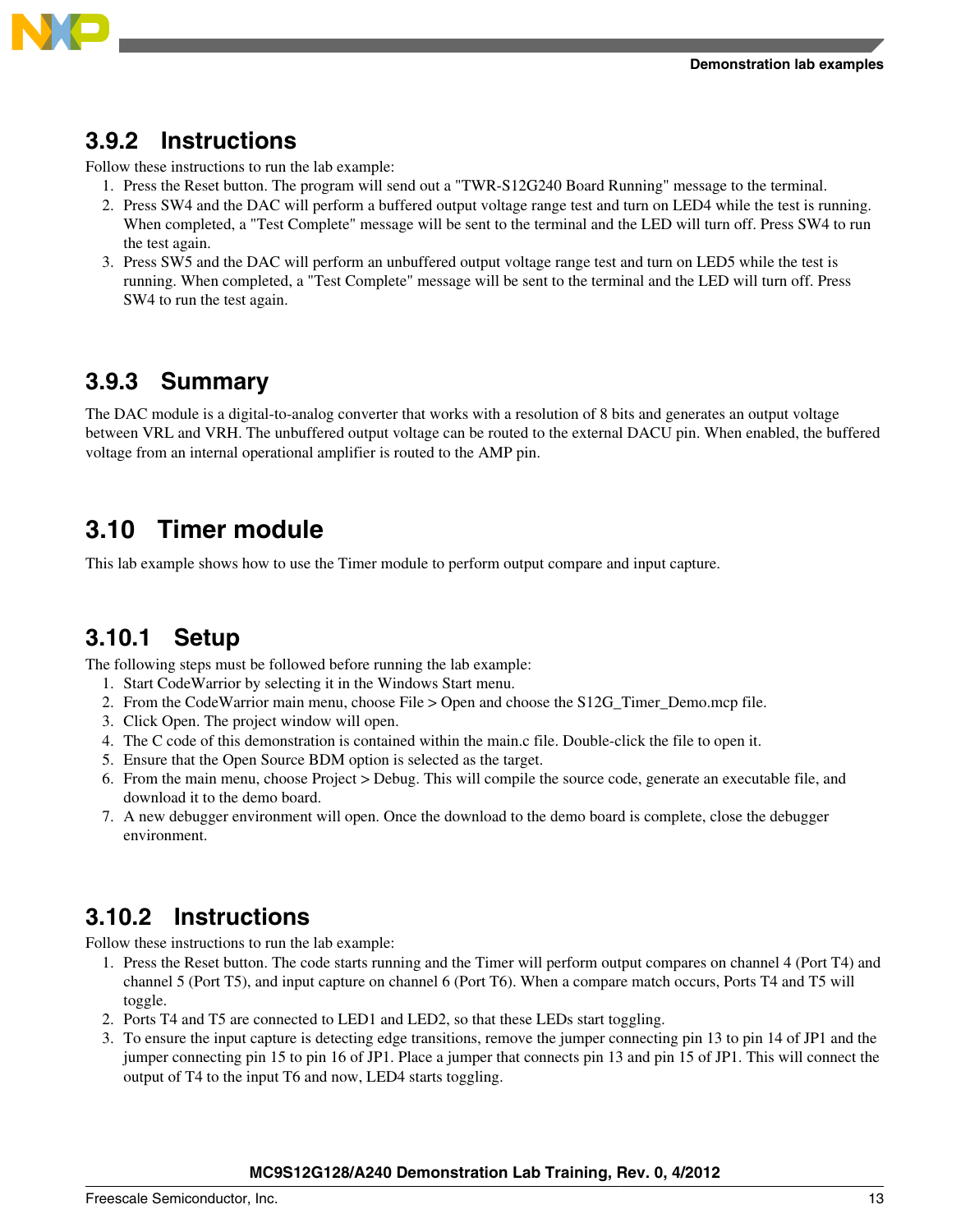### 3.9.2 Instructions

Follow these instructions to run the lab example:

1. Press the Reset button. The program will send out a "TWR-S12G240 Board Running" message to the terminal.
2. Press SW4 and the DAC will perform a buffered output voltage range test and turn on LED4 while the test is running. When completed, a "Test Complete" message will be sent to the terminal and the LED will turn off. Press SW4 to run the test again.
3. Press SW5 and the DAC will perform an unbuffered output voltage range test and turn on LED5 while the test is running. When completed, a "Test Complete" message will be sent to the terminal and the LED will turn off. Press SW4 to run the test again.

### 3.9.3 Summary

The DAC module is a digital-to-analog converter that works with a resolution of 8 bits and generates an output voltage between VRL and VRH. The unbuffered output voltage can be routed to the external DACU pin. When enabled, the buffered voltage from an internal operational amplifier is routed to the AMP pin.

## 3.10 Timer module

This lab example shows how to use the Timer module to perform output compare and input capture.

### 3.10.1 Setup

The following steps must be followed before running the lab example:

1. Start CodeWarrior by selecting it in the Windows Start menu.
2. From the CodeWarrior main menu, choose File > Open and choose the S12G_Timer_Demo.mcp file.
3. Click Open. The project window will open.
4. The C code of this demonstration is contained within the main.c file. Double-click the file to open it.
5. Ensure that the Open Source BDM option is selected as the target.
6. From the main menu, choose Project > Debug. This will compile the source code, generate an executable file, and download it to the demo board.
7. A new debugger environment will open. Once the download to the demo board is complete, close the debugger environment.

### 3.10.2 Instructions

Follow these instructions to run the lab example:

1. Press the Reset button. The code starts running and the Timer will perform output compares on channel 4 (Port T4) and channel 5 (Port T5), and input capture on channel 6 (Port T6). When a compare match occurs, Ports T4 and T5 will toggle.
2. Ports T4 and T5 are connected to LED1 and LED2, so that these LEDs start toggling.
3. To ensure the input capture is detecting edge transitions, remove the jumper connecting pin 13 to pin 14 of JP1 and the jumper connecting pin 15 to pin 16 of JP1. Place a jumper that connects pin 13 and pin 15 of JP1. This will connect the output of T4 to the input T6 and now, LED4 starts toggling.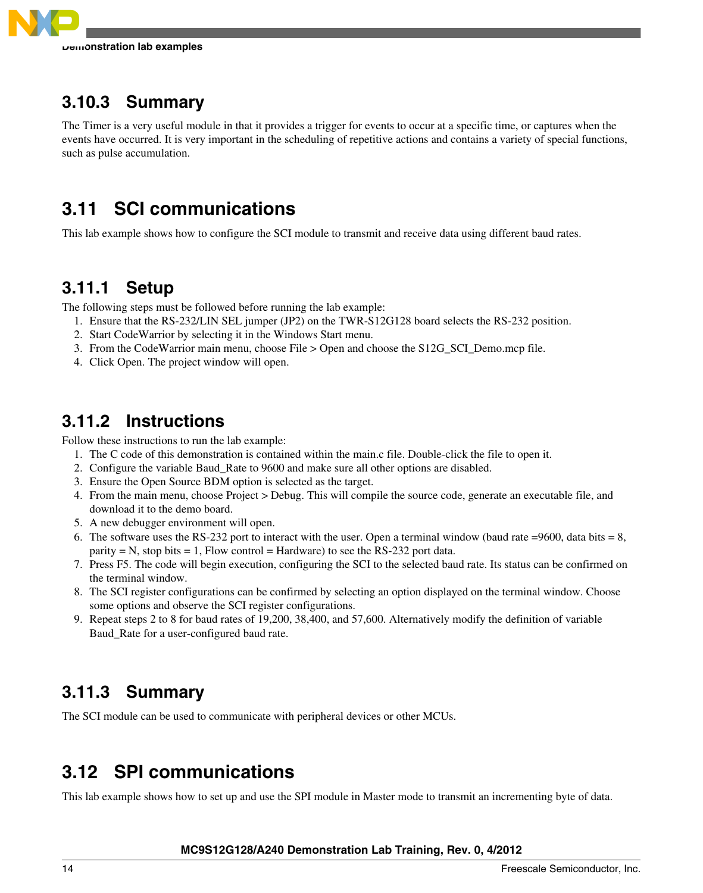### 3.10.3 Summary

The Timer is a very useful module in that it provides a trigger for events to occur at a specific time, or captures when the events have occurred. It is very important in the scheduling of repetitive actions and contains a variety of special functions, such as pulse accumulation.

## 3.11 SCI communications

This lab example shows how to configure the SCI module to transmit and receive data using different baud rates.

### 3.11.1 Setup

The following steps must be followed before running the lab example:

1. Ensure that the RS-232/LIN SEL jumper (JP2) on the TWR-S12G128 board selects the RS-232 position.
2. Start CodeWarrior by selecting it in the Windows Start menu.
3. From the CodeWarrior main menu, choose File > Open and choose the S12G_SCI_Demo.mcp file.
4. Click Open. The project window will open.

### 3.11.2 Instructions

Follow these instructions to run the lab example:

1. The C code of this demonstration is contained within the main.c file. Double-click the file to open it.
2. Configure the variable Baud_Rate to 9600 and make sure all other options are disabled.
3. Ensure the Open Source BDM option is selected as the target.
4. From the main menu, choose Project > Debug. This will compile the source code, generate an executable file, and download it to the demo board.
5. A new debugger environment will open.
6. The software uses the RS-232 port to interact with the user. Open a terminal window (baud rate =9600, data bits = 8, parity = N, stop bits = 1, Flow control = Hardware) to see the RS-232 port data.
7. Press F5. The code will begin execution, configuring the SCI to the selected baud rate. Its status can be confirmed on the terminal window.
8. The SCI register configurations can be confirmed by selecting an option displayed on the terminal window. Choose some options and observe the SCI register configurations.
9. Repeat steps 2 to 8 for baud rates of 19,200, 38,400, and 57,600. Alternatively modify the definition of variable Baud_Rate for a user-configured baud rate.

### 3.11.3 Summary

The SCI module can be used to communicate with peripheral devices or other MCUs.

## 3.12 SPI communications

This lab example shows how to set up and use the SPI module in Master mode to transmit an incrementing byte of data.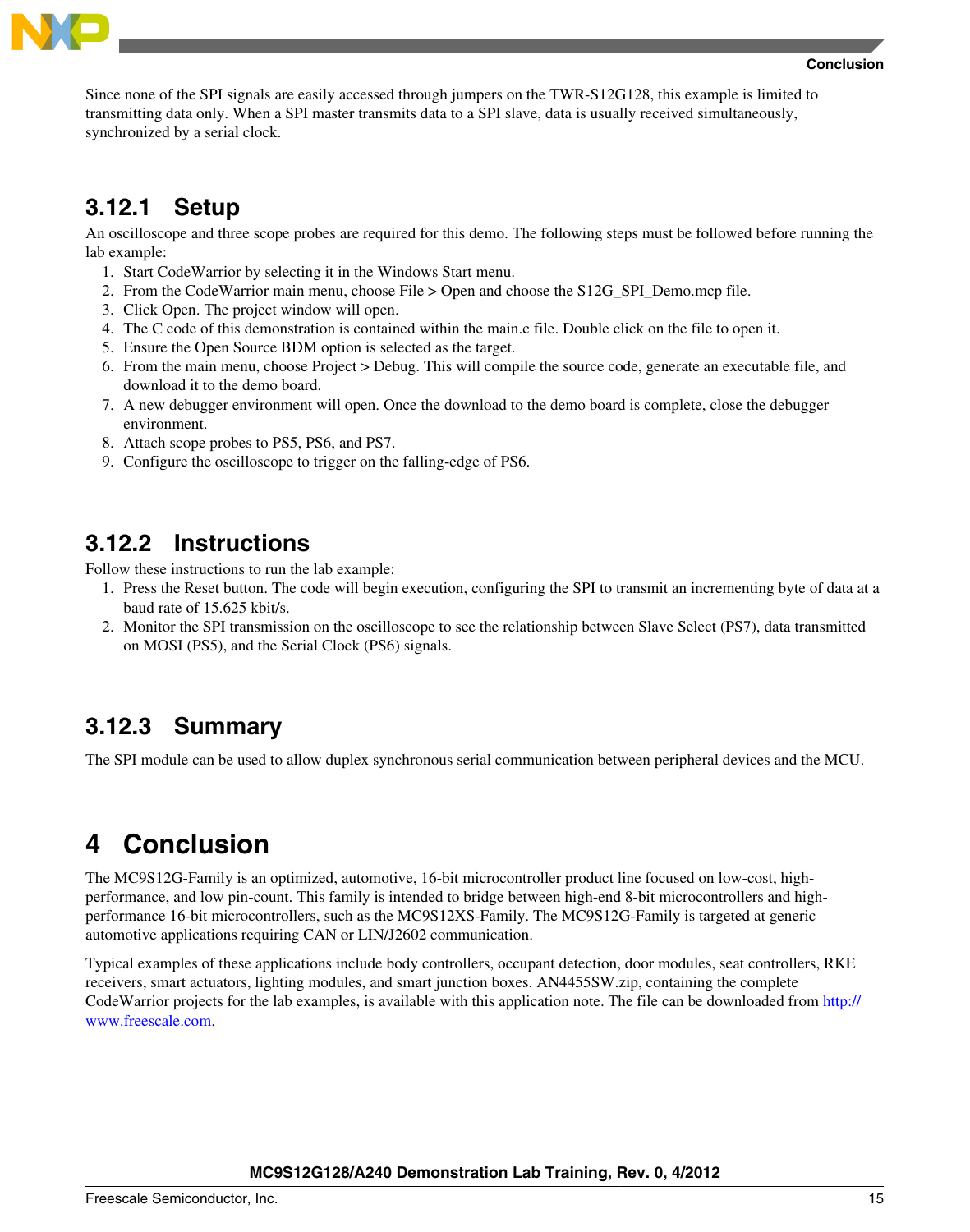Since none of the SPI signals are easily accessed through jumpers on the TWR-S12G128, this example is limited to transmitting data only. When a SPI master transmits data to a SPI slave, data is usually received simultaneously, synchronized by a serial clock.

### 3.12.1 Setup

An oscilloscope and three scope probes are required for this demo. The following steps must be followed before running the lab example:

1. Start CodeWarrior by selecting it in the Windows Start menu.
2. From the CodeWarrior main menu, choose File > Open and choose the S12G_SPI_Demo.mcp file.
3. Click Open. The project window will open.
4. The C code of this demonstration is contained within the main.c file. Double click on the file to open it.
5. Ensure the Open Source BDM option is selected as the target.
6. From the main menu, choose Project > Debug. This will compile the source code, generate an executable file, and download it to the demo board.
7. A new debugger environment will open. Once the download to the demo board is complete, close the debugger environment.
8. Attach scope probes to PS5, PS6, and PS7.
9. Configure the oscilloscope to trigger on the falling-edge of PS6.

### 3.12.2 Instructions

Follow these instructions to run the lab example:

1. Press the Reset button. The code will begin execution, configuring the SPI to transmit an incrementing byte of data at a baud rate of 15.625 kbit/s.
2. Monitor the SPI transmission on the oscilloscope to see the relationship between Slave Select (PS7), data transmitted on MOSI (PS5), and the Serial Clock (PS6) signals.

### 3.12.3 Summary

The SPI module can be used to allow duplex synchronous serial communication between peripheral devices and the MCU.

# 4 Conclusion

The MC9S12G-Family is an optimized, automotive, 16-bit microcontroller product line focused on low-cost, high-performance, and low pin-count. This family is intended to bridge between high-end 8-bit microcontrollers and high-performance 16-bit microcontrollers, such as the MC9S12XS-Family. The MC9S12G-Family is targeted at generic automotive applications requiring CAN or LIN/J2602 communication.

Typical examples of these applications include body controllers, occupant detection, door modules, seat controllers, RKE receivers, smart actuators, lighting modules, and smart junction boxes. AN4455SW.zip, containing the complete CodeWarrior projects for the lab examples, is available with this application note. The file can be downloaded from http://www.freescale.com.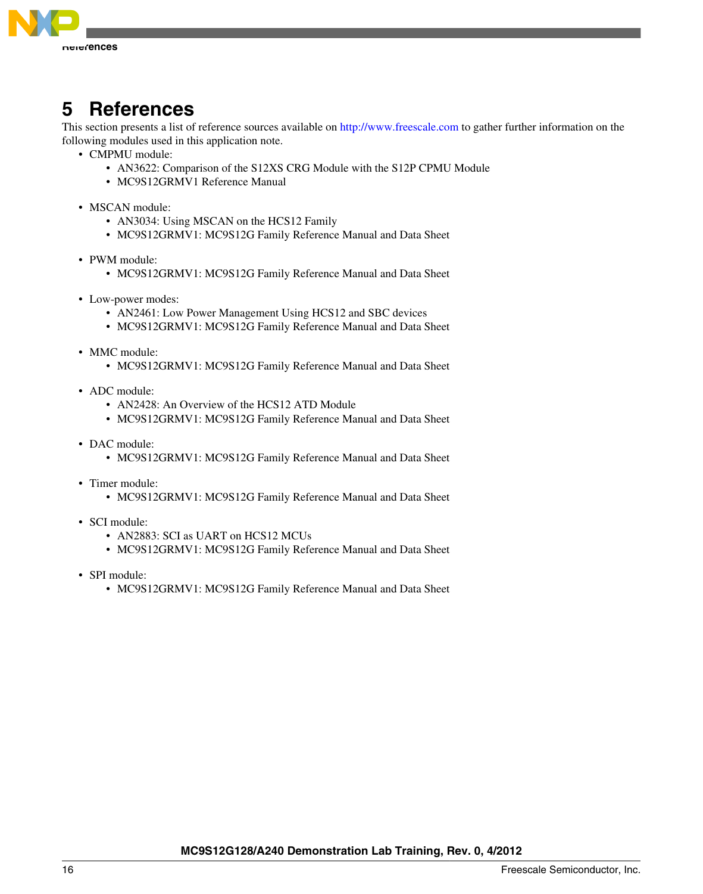# 5 References

This section presents a list of reference sources available on http://www.freescale.com to gather further information on the following modules used in this application note.

- CMPMU module:
  - AN3622: Comparison of the S12XS CRG Module with the S12P CPMU Module
  - MC9S12GRMV1 Reference Manual
- MSCAN module:
  - AN3034: Using MSCAN on the HCS12 Family
  - MC9S12GRMV1: MC9S12G Family Reference Manual and Data Sheet
- PWM module:
  - MC9S12GRMV1: MC9S12G Family Reference Manual and Data Sheet
- Low-power modes:
  - AN2461: Low Power Management Using HCS12 and SBC devices
  - MC9S12GRMV1: MC9S12G Family Reference Manual and Data Sheet
- MMC module:
  - MC9S12GRMV1: MC9S12G Family Reference Manual and Data Sheet
- ADC module:
  - AN2428: An Overview of the HCS12 ATD Module
  - MC9S12GRMV1: MC9S12G Family Reference Manual and Data Sheet
- DAC module:
  - MC9S12GRMV1: MC9S12G Family Reference Manual and Data Sheet
- Timer module:
  - MC9S12GRMV1: MC9S12G Family Reference Manual and Data Sheet
- SCI module:
  - AN2883: SCI as UART on HCS12 MCUs
  - MC9S12GRMV1: MC9S12G Family Reference Manual and Data Sheet
- SPI module:
  - MC9S12GRMV1: MC9S12G Family Reference Manual and Data Sheet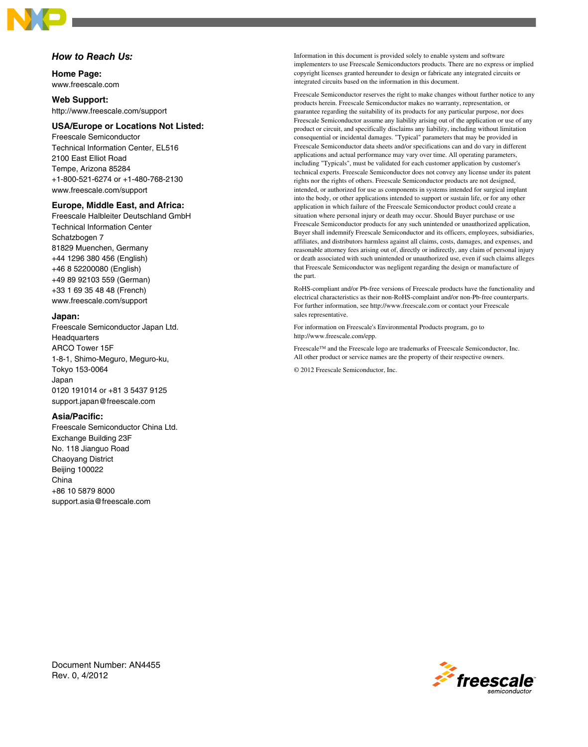*How to Reach Us:*

**Home Page:**
www.freescale.com

**Web Support:**
http://www.freescale.com/support

**USA/Europe or Locations Not Listed:**
Freescale Semiconductor
Technical Information Center, EL516
2100 East Elliot Road
Tempe, Arizona 85284
+1-800-521-6274 or +1-480-768-2130
www.freescale.com/support

**Europe, Middle East, and Africa:**
Freescale Halbleiter Deutschland GmbH
Technical Information Center
Schatzbogen 7
81829 Muenchen, Germany
+44 1296 380 456 (English)
+46 8 52200080 (English)
+49 89 92103 559 (German)
+33 1 69 35 48 48 (French)
www.freescale.com/support

**Japan:**
Freescale Semiconductor Japan Ltd.
Headquarters
ARCO Tower 15F
1-8-1, Shimo-Meguro, Meguro-ku,
Tokyo 153-0064
Japan
0120 191014 or +81 3 5437 9125
support.japan@freescale.com

**Asia/Pacific:**
Freescale Semiconductor China Ltd.
Exchange Building 23F
No. 118 Jianguo Road
Chaoyang District
Beijing 100022
China
+86 10 5879 8000
support.asia@freescale.com

Information in this document is provided solely to enable system and software implementers to use Freescale Semiconductors products. There are no express or implied copyright licenses granted hereunder to design or fabricate any integrated circuits or integrated circuits based on the information in this document.

Freescale Semiconductor reserves the right to make changes without further notice to any products herein. Freescale Semiconductor makes no warranty, representation, or guarantee regarding the suitability of its products for any particular purpose, nor does Freescale Semiconductor assume any liability arising out of the application or use of any product or circuit, and specifically disclaims any liability, including without limitation consequential or incidental damages. "Typical" parameters that may be provided in Freescale Semiconductor data sheets and/or specifications can and do vary in different applications and actual performance may vary over time. All operating parameters, including "Typicals", must be validated for each customer application by customer's technical experts. Freescale Semiconductor does not convey any license under its patent rights nor the rights of others. Freescale Semiconductor products are not designed, intended, or authorized for use as components in systems intended for surgical implant into the body, or other applications intended to support or sustain life, or for any other application in which failure of the Freescale Semiconductor product could create a situation where personal injury or death may occur. Should Buyer purchase or use Freescale Semiconductor products for any such unintended or unauthorized application, Buyer shall indemnify Freescale Semiconductor and its officers, employees, subsidiaries, affiliates, and distributors harmless against all claims, costs, damages, and expenses, and reasonable attorney fees arising out of, directly or indirectly, any claim of personal injury or death associated with such unintended or unauthorized use, even if such claims alleges that Freescale Semiconductor was negligent regarding the design or manufacture of the part.

RoHS-compliant and/or Pb-free versions of Freescale products have the functionality and electrical characteristics as their non-RoHS-complaint and/or non-Pb-free counterparts. For further information, see http://www.freescale.com or contact your Freescale sales representative.

For information on Freescale's Environmental Products program, go to http://www.freescale.com/epp.

Freescale™ and the Freescale logo are trademarks of Freescale Semiconductor, Inc. All other product or service names are the property of their respective owners.

© 2012 Freescale Semiconductor, Inc.

Document Number: AN4455
Rev. 0, 4/2012